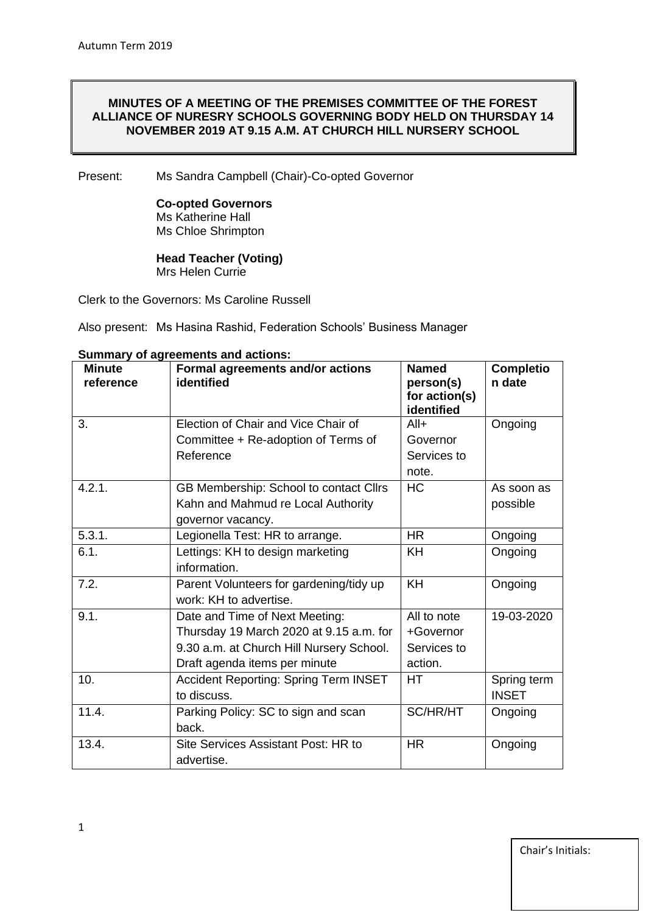**MINUTES OF A MEETING OF THE PREMISES COMMITTEE OF THE FOREST ALLIANCE OF NURESRY SCHOOLS GOVERNING BODY HELD ON THURSDAY 14 NOVEMBER 2019 AT 9.15 A.M. AT CHURCH HILL NURSERY SCHOOL**

Present: Ms Sandra Campbell (Chair)-Co-opted Governor

**Co-opted Governors**
Ms Katherine Hall
Ms Chloe Shrimpton

**Head Teacher (Voting)**
Mrs Helen Currie

Clerk to the Governors: Ms Caroline Russell

Also present: Ms Hasina Rashid, Federation Schools' Business Manager

**Summary of agreements and actions:**

| Minute reference | Formal agreements and/or actions identified | Named person(s) for action(s) identified | Completion date |
|---|---|---|---|
| 3. | Election of Chair and Vice Chair of Committee + Re-adoption of Terms of Reference | All+ Governor Services to note. | Ongoing |
| 4.2.1. | GB Membership: School to contact Cllrs Kahn and Mahmud re Local Authority governor vacancy. | HC | As soon as possible |
| 5.3.1. | Legionella Test: HR to arrange. | HR | Ongoing |
| 6.1. | Lettings: KH to design marketing information. | KH | Ongoing |
| 7.2. | Parent Volunteers for gardening/tidy up work: KH to advertise. | KH | Ongoing |
| 9.1. | Date and Time of Next Meeting: Thursday 19 March 2020 at 9.15 a.m. for 9.30 a.m. at Church Hill Nursery School. Draft agenda items per minute | All to note +Governor Services to action. | 19-03-2020 |
| 10. | Accident Reporting: Spring Term INSET to discuss. | HT | Spring term INSET |
| 11.4. | Parking Policy: SC to sign and scan back. | SC/HR/HT | Ongoing |
| 13.4. | Site Services Assistant Post: HR to advertise. | HR | Ongoing |

Chair's Initials: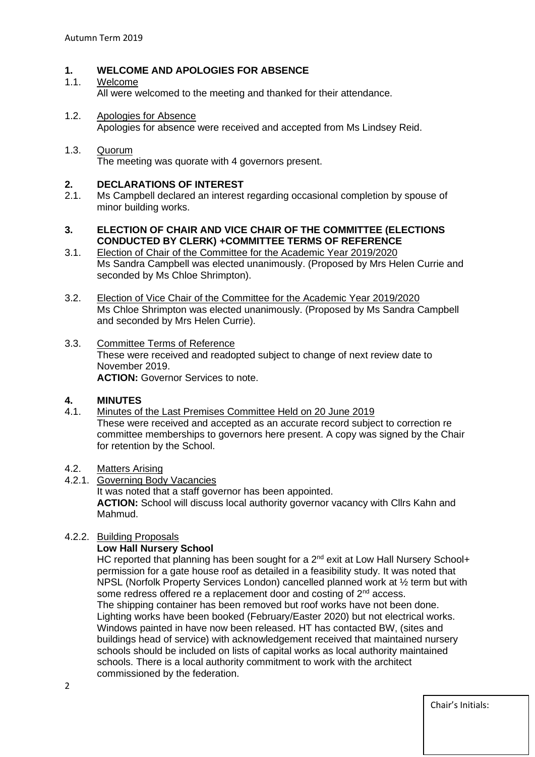## 1. WELCOME AND APOLOGIES FOR ABSENCE

1.1. Welcome

All were welcomed to the meeting and thanked for their attendance.

1.2. Apologies for Absence

Apologies for absence were received and accepted from Ms Lindsey Reid.

1.3. Quorum

The meeting was quorate with 4 governors present.

## 2. DECLARATIONS OF INTEREST

2.1. Ms Campbell declared an interest regarding occasional completion by spouse of minor building works.

## 3. ELECTION OF CHAIR AND VICE CHAIR OF THE COMMITTEE (ELECTIONS CONDUCTED BY CLERK) +COMMITTEE TERMS OF REFERENCE

3.1. Election of Chair of the Committee for the Academic Year 2019/2020

Ms Sandra Campbell was elected unanimously. (Proposed by Mrs Helen Currie and seconded by Ms Chloe Shrimpton).

3.2. Election of Vice Chair of the Committee for the Academic Year 2019/2020

Ms Chloe Shrimpton was elected unanimously. (Proposed by Ms Sandra Campbell and seconded by Mrs Helen Currie).

3.3. Committee Terms of Reference

These were received and readopted subject to change of next review date to November 2019.

**ACTION:** Governor Services to note.

## 4. MINUTES

4.1. Minutes of the Last Premises Committee Held on 20 June 2019

These were received and accepted as an accurate record subject to correction re committee memberships to governors here present. A copy was signed by the Chair for retention by the School.

4.2. Matters Arising

4.2.1. Governing Body Vacancies

It was noted that a staff governor has been appointed.

**ACTION:** School will discuss local authority governor vacancy with Cllrs Kahn and Mahmud.

4.2.2. Building Proposals

**Low Hall Nursery School**

HC reported that planning has been sought for a 2nd exit at Low Hall Nursery School+ permission for a gate house roof as detailed in a feasibility study. It was noted that NPSL (Norfolk Property Services London) cancelled planned work at ½ term but with some redress offered re a replacement door and costing of 2nd access.

The shipping container has been removed but roof works have not been done. Lighting works have been booked (February/Easter 2020) but not electrical works. Windows painted in have now been released. HT has contacted BW, (sites and buildings head of service) with acknowledgement received that maintained nursery schools should be included on lists of capital works as local authority maintained schools. There is a local authority commitment to work with the architect commissioned by the federation.

Chair's Initials: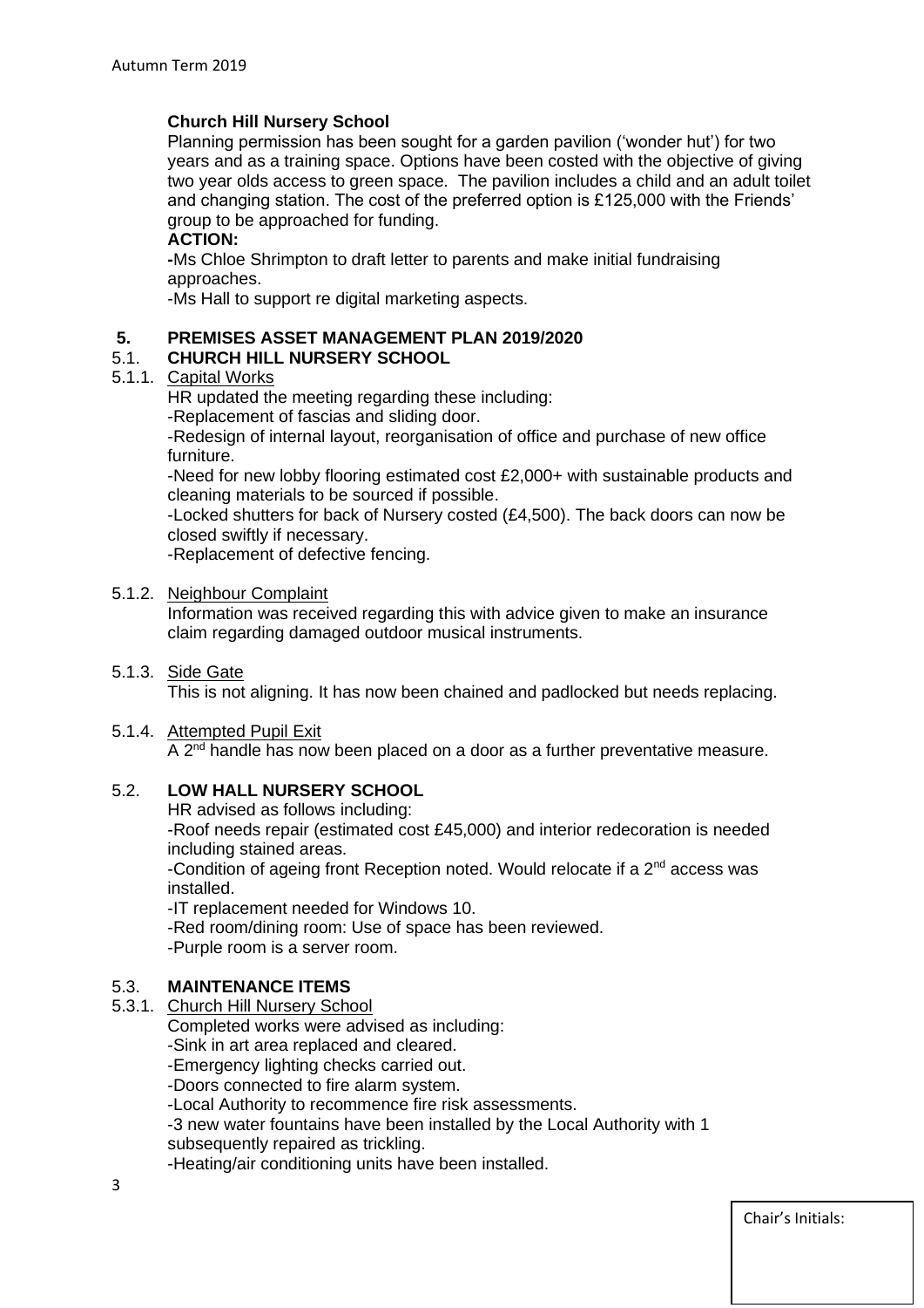**Church Hill Nursery School**

Planning permission has been sought for a garden pavilion ('wonder hut') for two years and as a training space. Options have been costed with the objective of giving two year olds access to green space. The pavilion includes a child and an adult toilet and changing station. The cost of the preferred option is £125,000 with the Friends' group to be approached for funding.

**ACTION:**

-Ms Chloe Shrimpton to draft letter to parents and make initial fundraising approaches.

-Ms Hall to support re digital marketing aspects.

## 5. PREMISES ASSET MANAGEMENT PLAN 2019/2020

### 5.1. CHURCH HILL NURSERY SCHOOL

5.1.1. Capital Works

HR updated the meeting regarding these including:

-Replacement of fascias and sliding door.

-Redesign of internal layout, reorganisation of office and purchase of new office furniture.

-Need for new lobby flooring estimated cost £2,000+ with sustainable products and cleaning materials to be sourced if possible.

-Locked shutters for back of Nursery costed (£4,500). The back doors can now be closed swiftly if necessary.

-Replacement of defective fencing.

5.1.2. Neighbour Complaint

Information was received regarding this with advice given to make an insurance claim regarding damaged outdoor musical instruments.

5.1.3. Side Gate

This is not aligning. It has now been chained and padlocked but needs replacing.

5.1.4. Attempted Pupil Exit

A 2nd handle has now been placed on a door as a further preventative measure.

### 5.2. LOW HALL NURSERY SCHOOL

HR advised as follows including:

-Roof needs repair (estimated cost £45,000) and interior redecoration is needed including stained areas.

-Condition of ageing front Reception noted. Would relocate if a 2nd access was installed.

-IT replacement needed for Windows 10.

-Red room/dining room: Use of space has been reviewed.

-Purple room is a server room.

### 5.3. MAINTENANCE ITEMS

5.3.1. Church Hill Nursery School

Completed works were advised as including:

-Sink in art area replaced and cleared.

-Emergency lighting checks carried out.

-Doors connected to fire alarm system.

-Local Authority to recommence fire risk assessments.

-3 new water fountains have been installed by the Local Authority with 1 subsequently repaired as trickling.

-Heating/air conditioning units have been installed.

Chair's Initials: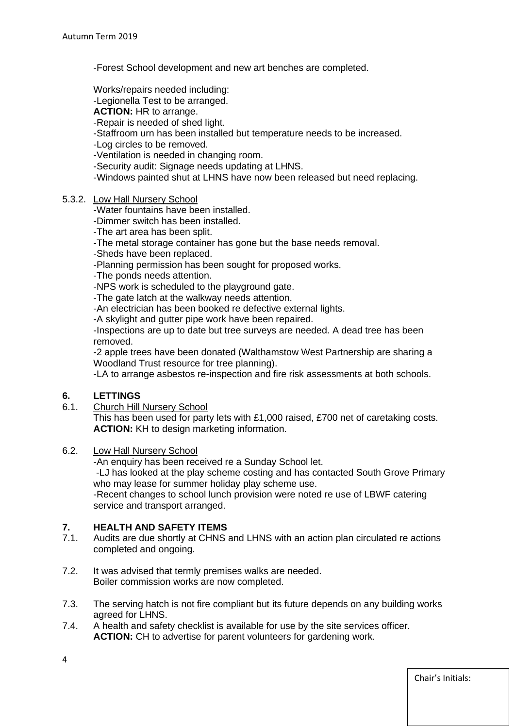-Forest School development and new art benches are completed.

Works/repairs needed including:
-Legionella Test to be arranged.
**ACTION:** HR to arrange.
-Repair is needed of shed light.
-Staffroom urn has been installed but temperature needs to be increased.
-Log circles to be removed.
-Ventilation is needed in changing room.
-Security audit: Signage needs updating at LHNS.
-Windows painted shut at LHNS have now been released but need replacing.

5.3.2. Low Hall Nursery School
-Water fountains have been installed.
-Dimmer switch has been installed.
-The art area has been split.
-The metal storage container has gone but the base needs removal.
-Sheds have been replaced.
-Planning permission has been sought for proposed works.
-The ponds needs attention.
-NPS work is scheduled to the playground gate.
-The gate latch at the walkway needs attention.
-An electrician has been booked re defective external lights.
-A skylight and gutter pipe work have been repaired.
-Inspections are up to date but tree surveys are needed. A dead tree has been removed.
-2 apple trees have been donated (Walthamstow West Partnership are sharing a Woodland Trust resource for tree planning).
-LA to arrange asbestos re-inspection and fire risk assessments at both schools.

## 6. LETTINGS

6.1. Church Hill Nursery School
This has been used for party lets with £1,000 raised, £700 net of caretaking costs.
**ACTION:** KH to design marketing information.

6.2. Low Hall Nursery School
-An enquiry has been received re a Sunday School let.
-LJ has looked at the play scheme costing and has contacted South Grove Primary who may lease for summer holiday play scheme use.
-Recent changes to school lunch provision were noted re use of LBWF catering service and transport arranged.

## 7. HEALTH AND SAFETY ITEMS

7.1. Audits are due shortly at CHNS and LHNS with an action plan circulated re actions completed and ongoing.

7.2. It was advised that termly premises walks are needed.
Boiler commission works are now completed.

7.3. The serving hatch is not fire compliant but its future depends on any building works agreed for LHNS.

7.4. A health and safety checklist is available for use by the site services officer.
**ACTION:** CH to advertise for parent volunteers for gardening work.

Chair's Initials: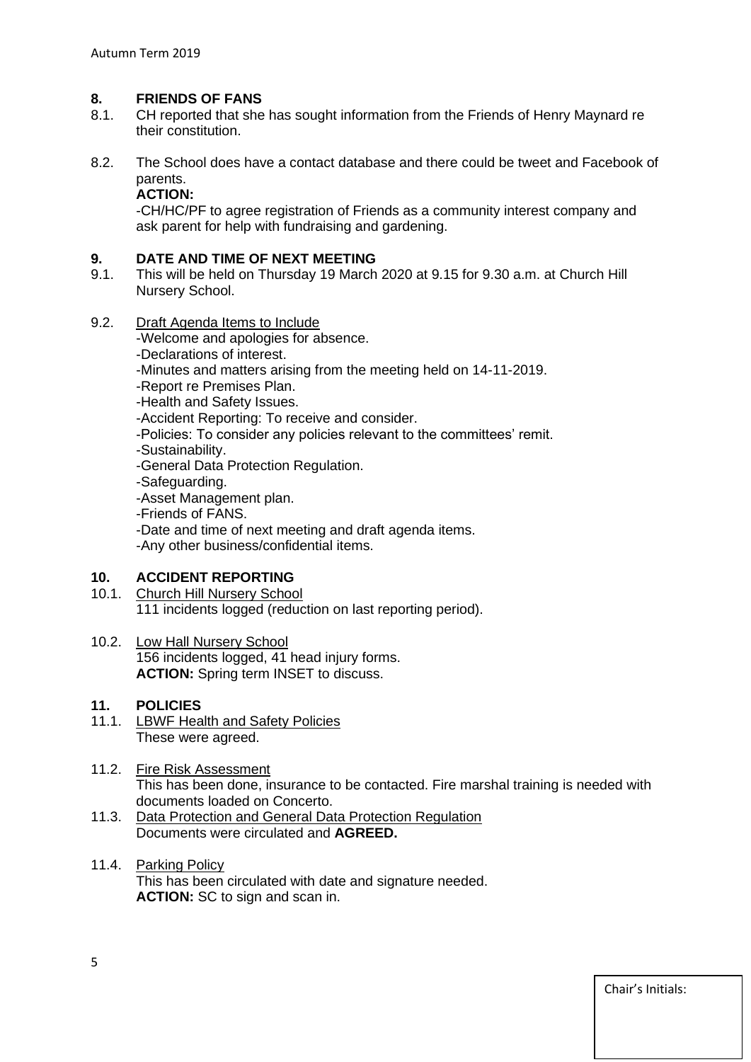## 8. FRIENDS OF FANS

8.1. CH reported that she has sought information from the Friends of Henry Maynard re their constitution.

8.2. The School does have a contact database and there could be tweet and Facebook of parents.
**ACTION:**
-CH/HC/PF to agree registration of Friends as a community interest company and ask parent for help with fundraising and gardening.

## 9. DATE AND TIME OF NEXT MEETING

9.1. This will be held on Thursday 19 March 2020 at 9.15 for 9.30 a.m. at Church Hill Nursery School.

9.2. Draft Agenda Items to Include
-Welcome and apologies for absence.
-Declarations of interest.
-Minutes and matters arising from the meeting held on 14-11-2019.
-Report re Premises Plan.
-Health and Safety Issues.
-Accident Reporting: To receive and consider.
-Policies: To consider any policies relevant to the committees' remit.
-Sustainability.
-General Data Protection Regulation.
-Safeguarding.
-Asset Management plan.
-Friends of FANS.
-Date and time of next meeting and draft agenda items.
-Any other business/confidential items.

## 10. ACCIDENT REPORTING

10.1. Church Hill Nursery School
111 incidents logged (reduction on last reporting period).

10.2. Low Hall Nursery School
156 incidents logged, 41 head injury forms.
**ACTION:** Spring term INSET to discuss.

## 11. POLICIES

11.1. LBWF Health and Safety Policies
These were agreed.

11.2. Fire Risk Assessment
This has been done, insurance to be contacted. Fire marshal training is needed with documents loaded on Concerto.

11.3. Data Protection and General Data Protection Regulation
Documents were circulated and **AGREED.**

11.4. Parking Policy
This has been circulated with date and signature needed.
**ACTION:** SC to sign and scan in.

Chair's Initials: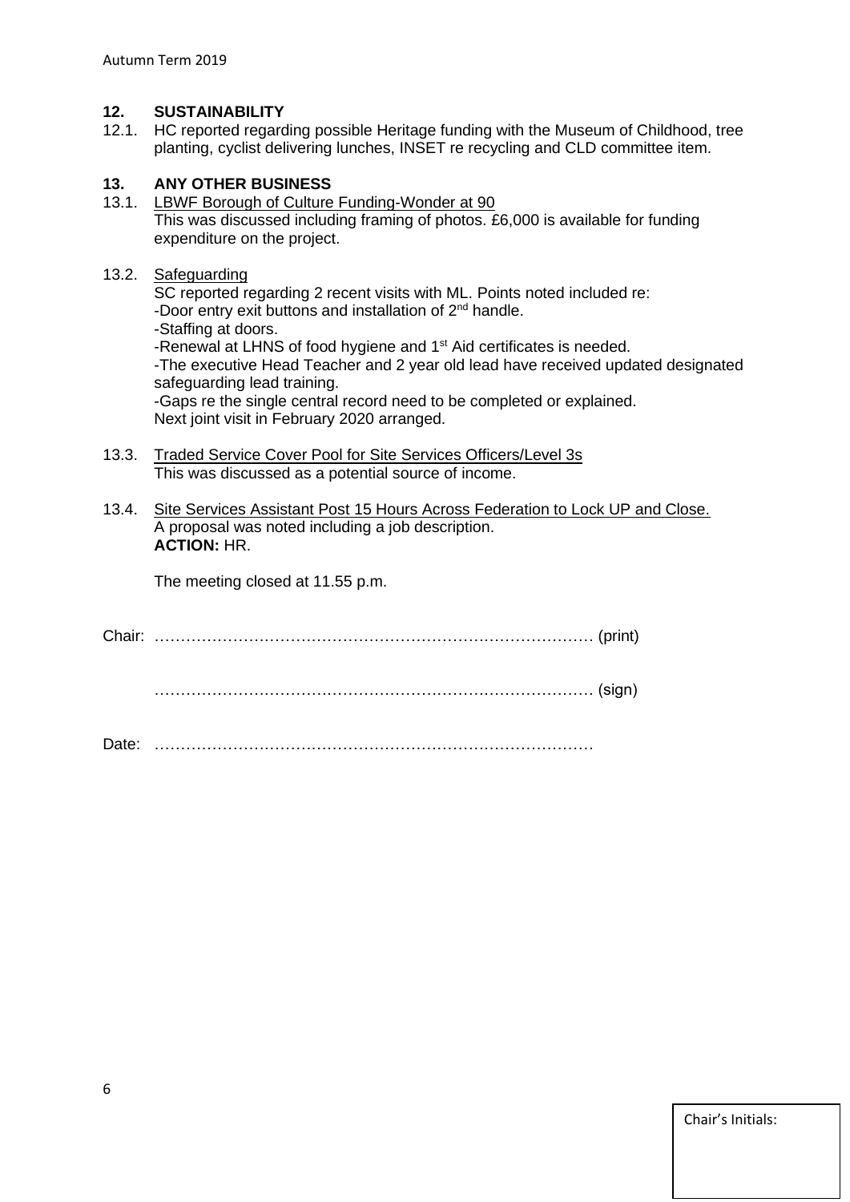## 12. SUSTAINABILITY

12.1. HC reported regarding possible Heritage funding with the Museum of Childhood, tree planting, cyclist delivering lunches, INSET re recycling and CLD committee item.

## 13. ANY OTHER BUSINESS

13.1. LBWF Borough of Culture Funding-Wonder at 90

This was discussed including framing of photos. £6,000 is available for funding expenditure on the project.

13.2. Safeguarding

SC reported regarding 2 recent visits with ML. Points noted included re:

-Door entry exit buttons and installation of 2nd handle.

-Staffing at doors.

-Renewal at LHNS of food hygiene and 1st Aid certificates is needed.

-The executive Head Teacher and 2 year old lead have received updated designated safeguarding lead training.

-Gaps re the single central record need to be completed or explained.

Next joint visit in February 2020 arranged.

13.3. Traded Service Cover Pool for Site Services Officers/Level 3s

This was discussed as a potential source of income.

13.4. Site Services Assistant Post 15 Hours Across Federation to Lock UP and Close.

A proposal was noted including a job description.

**ACTION:** HR.

The meeting closed at 11.55 p.m.

Chair: ………………………………………………………………………… (print)

………………………………………………………………………… (sign)

Date: …………………………………………………………………………

Chair's Initials: